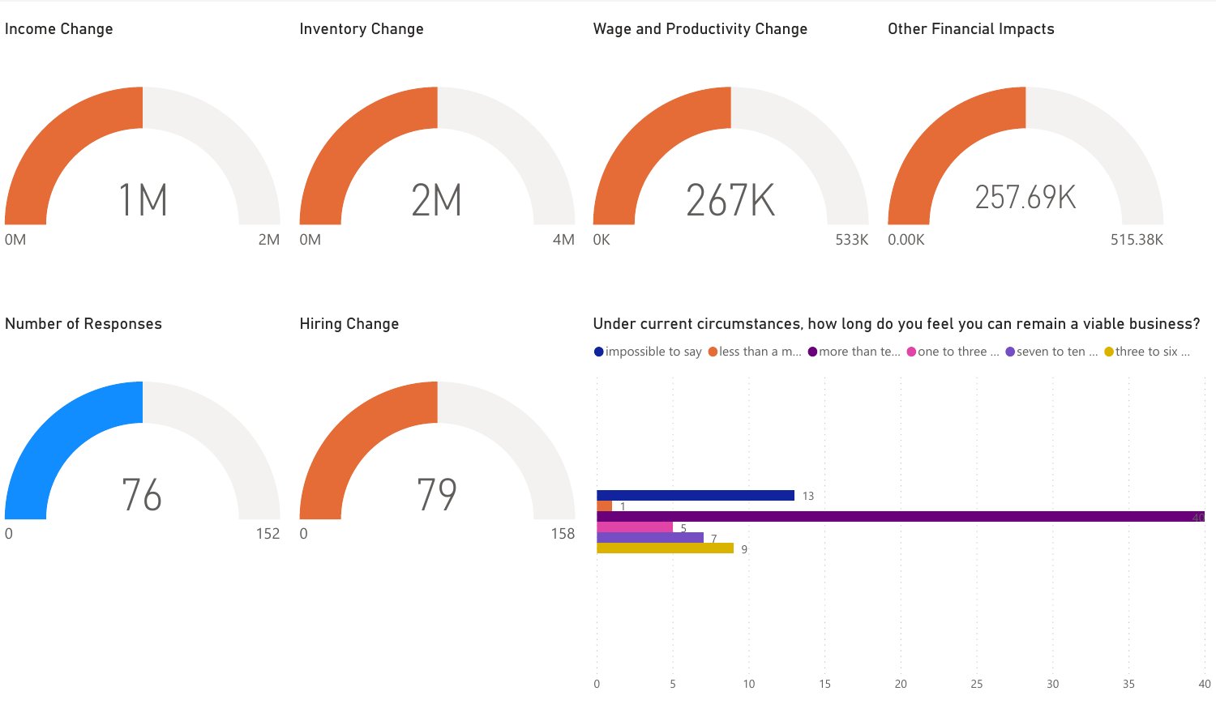## Income Change

1M

0M — 2M

## Inventory Change

2M

0M — 4M

## Wage and Productivity Change

267K

0K — 533K

## Other Financial Impacts

257.69K

0.00K — 515.38K

## Number of Responses

76

0 — 152

## Hiring Change

79

0 — 158

## Under current circumstances, how long do you feel you can remain a viable business?

| Response | Count |
| --- | --- |
| impossible to say | 13 |
| less than a m... | 1 |
| more than te... | 40 |
| one to three ... | 5 |
| seven to ten ... | 7 |
| three to six ... | 9 |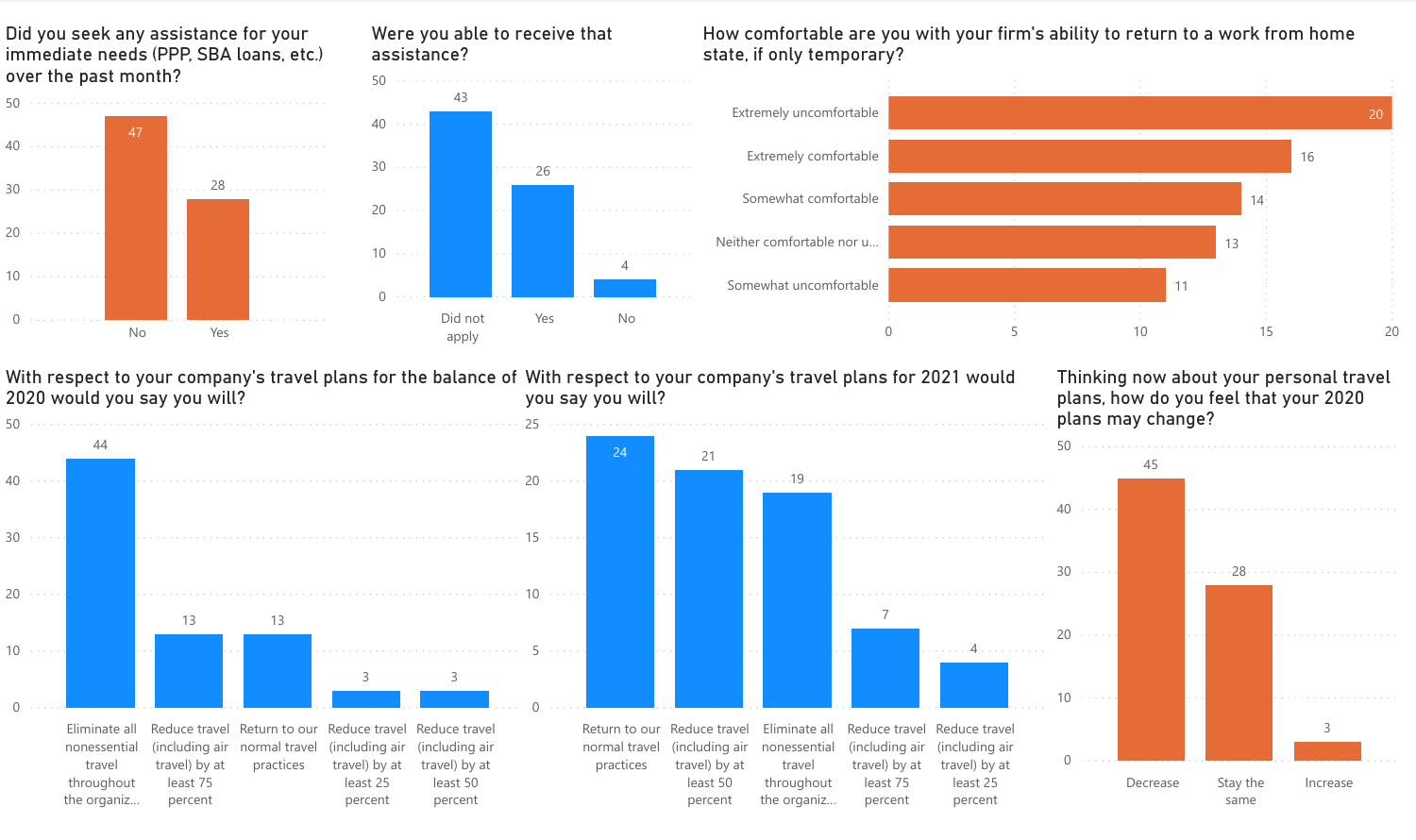Did you seek any assistance for your immediate needs (PPP, SBA loans, etc.) over the past month?

50
40
30
20
10
0

47
No
28
Yes

Were you able to receive that assistance?

50
40
30
20
10
0

43
Did not apply
26
Yes
4
No

How comfortable are you with your firm's ability to return to a work from home state, if only temporary?

Extremely uncomfortable 20
Extremely comfortable 16
Somewhat comfortable 14
Neither comfortable nor u... 13
Somewhat uncomfortable 11

0 5 10 15 20

With respect to your company's travel plans for the balance of 2020 would you say you will?

50
40
30
20
10
0

44
Eliminate all nonessential travel throughout the organiz...
13
Reduce travel (including air travel) by at least 75 percent
13
Return to our normal travel practices
3
Reduce travel (including air travel) by at least 25 percent
3
Reduce travel (including air travel) by at least 50 percent

With respect to your company's travel plans for 2021 would you say you will?

25
20
15
10
5
0

24
Return to our normal travel practices
21
Reduce travel (including air travel) by at least 50 percent
19
Eliminate all nonessential travel throughout the organiz...
7
Reduce travel (including air travel) by at least 75 percent
4
Reduce travel (including air travel) by at least 25 percent

Thinking now about your personal travel plans, how do you feel that your 2020 plans may change?

50
40
30
20
10
0

45
Decrease
28
Stay the same
3
Increase